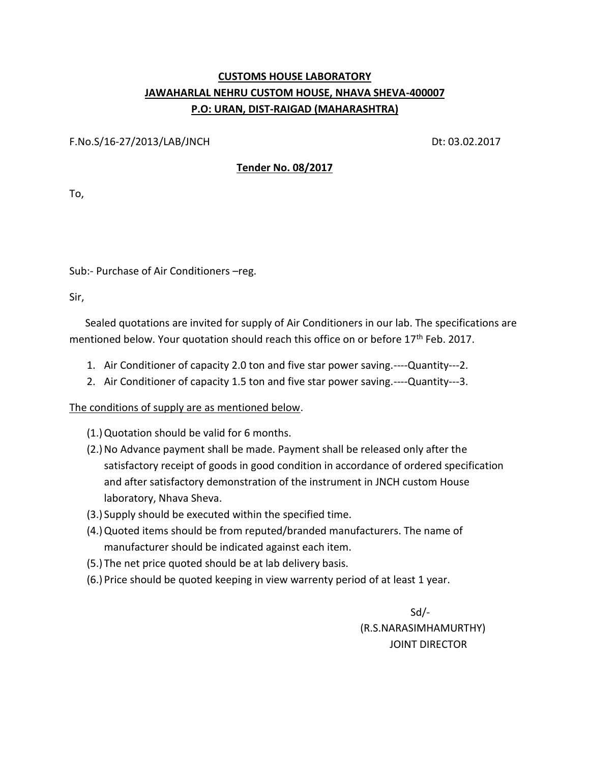**CUSTOMS HOUSE LABORATORY**

**JAWAHARLAL NEHRU CUSTOM HOUSE, NHAVA SHEVA-400007**

**P.O: URAN, DIST-RAIGAD (MAHARASHTRA)**

F.No.S/16-27/2013/LAB/JNCH                                                                 Dt: 03.02.2017

**Tender No. 08/2017**

To,

Sub:- Purchase of Air Conditioners –reg.

Sir,

Sealed quotations are invited for supply of Air Conditioners in our lab. The specifications are mentioned below. Your quotation should reach this office on or before 17th Feb. 2017.

1. Air Conditioner of capacity 2.0 ton and five star power saving.----Quantity---2.
2. Air Conditioner of capacity 1.5 ton and five star power saving.----Quantity---3.

The conditions of supply are as mentioned below.

(1.) Quotation should be valid for 6 months.

(2.) No Advance payment shall be made. Payment shall be released only after the satisfactory receipt of goods in good condition in accordance of ordered specification and after satisfactory demonstration of the instrument in JNCH custom House laboratory, Nhava Sheva.

(3.) Supply should be executed within the specified time.

(4.) Quoted items should be from reputed/branded manufacturers. The name of manufacturer should be indicated against each item.

(5.) The net price quoted should be at lab delivery basis.

(6.) Price should be quoted keeping in view warrenty period of at least 1 year.

Sd/-

(R.S.NARASIMHAMURTHY)

JOINT DIRECTOR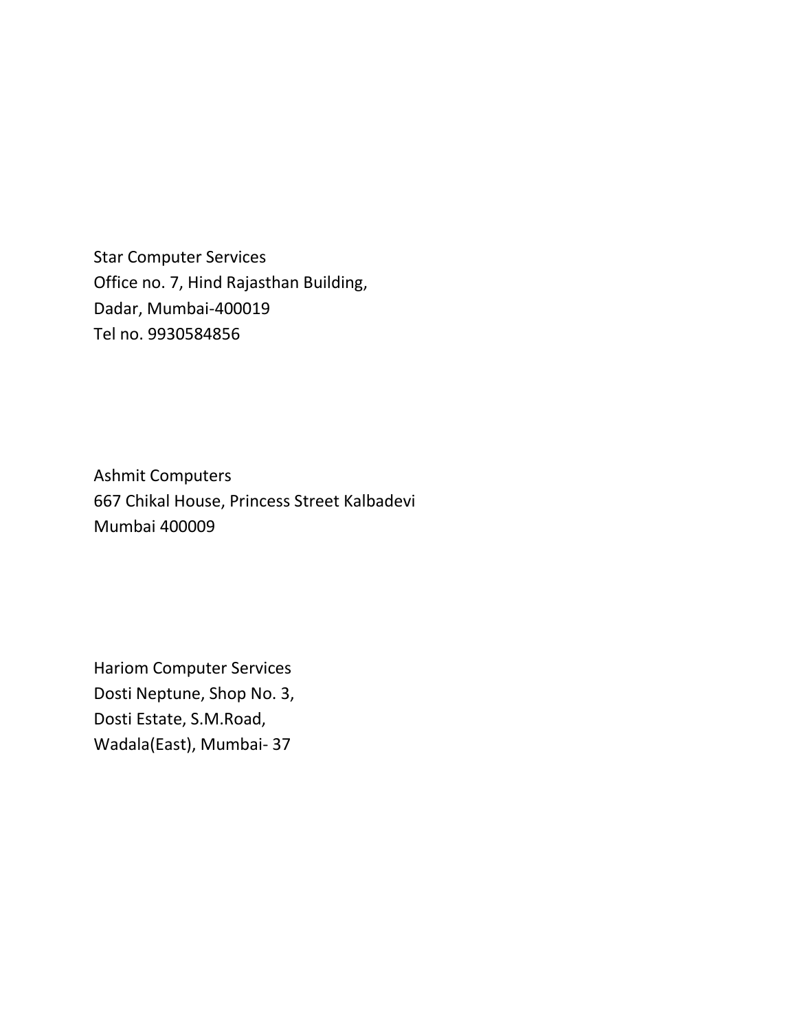Star Computer Services
Office no. 7, Hind Rajasthan Building,
Dadar, Mumbai-400019
Tel no. 9930584856

Ashmit Computers
667 Chikal House, Princess Street Kalbadevi
Mumbai 400009

Hariom Computer Services
Dosti Neptune, Shop No. 3,
Dosti Estate, S.M.Road,
Wadala(East), Mumbai- 37